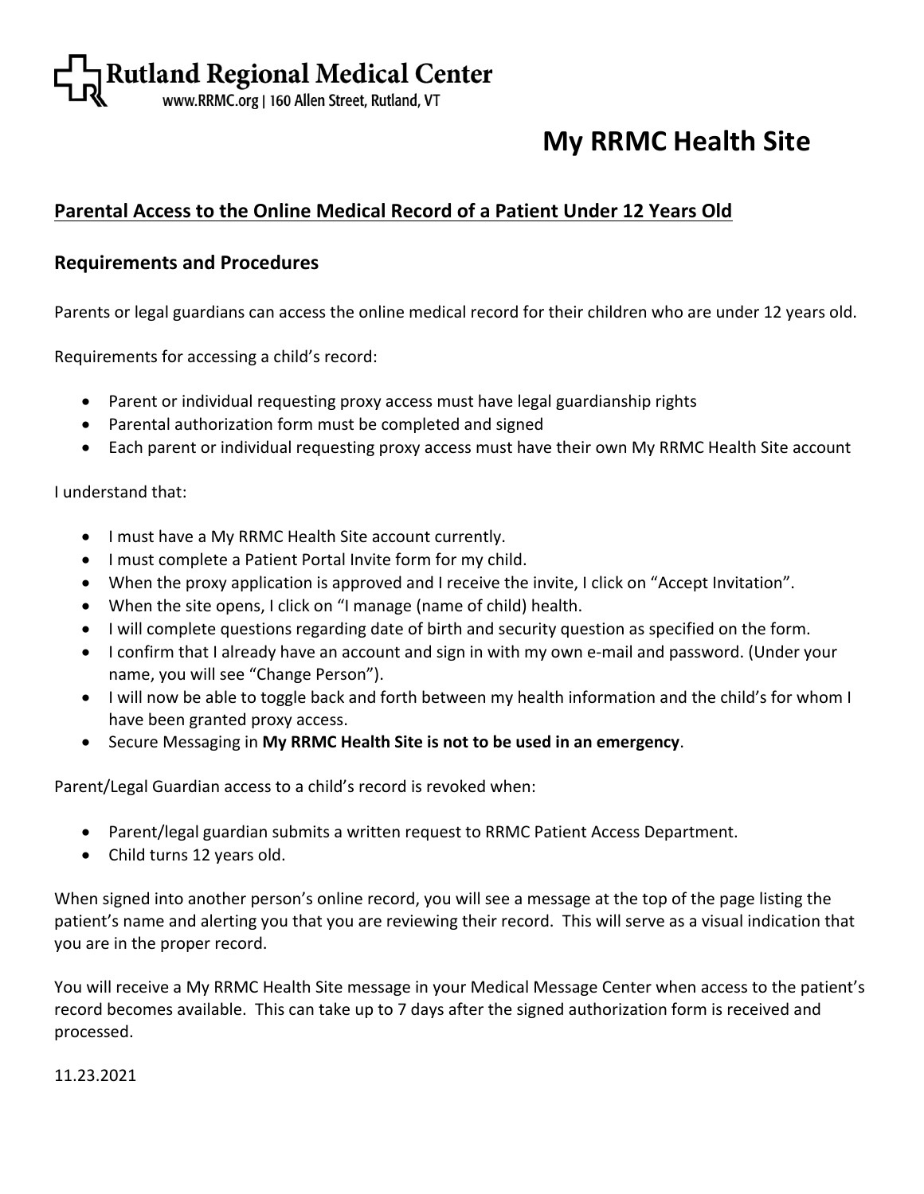**Rutland Regional Medical Center**
www.RRMC.org | 160 Allen Street, Rutland, VT

# My RRMC Health Site

## Parental Access to the Online Medical Record of a Patient Under 12 Years Old

### Requirements and Procedures

Parents or legal guardians can access the online medical record for their children who are under 12 years old.

Requirements for accessing a child's record:

- Parent or individual requesting proxy access must have legal guardianship rights
- Parental authorization form must be completed and signed
- Each parent or individual requesting proxy access must have their own My RRMC Health Site account

I understand that:

- I must have a My RRMC Health Site account currently.
- I must complete a Patient Portal Invite form for my child.
- When the proxy application is approved and I receive the invite, I click on "Accept Invitation".
- When the site opens, I click on "I manage (name of child) health.
- I will complete questions regarding date of birth and security question as specified on the form.
- I confirm that I already have an account and sign in with my own e-mail and password. (Under your name, you will see "Change Person").
- I will now be able to toggle back and forth between my health information and the child's for whom I have been granted proxy access.
- Secure Messaging in **My RRMC Health Site is not to be used in an emergency**.

Parent/Legal Guardian access to a child's record is revoked when:

- Parent/legal guardian submits a written request to RRMC Patient Access Department.
- Child turns 12 years old.

When signed into another person's online record, you will see a message at the top of the page listing the patient's name and alerting you that you are reviewing their record. This will serve as a visual indication that you are in the proper record.

You will receive a My RRMC Health Site message in your Medical Message Center when access to the patient's record becomes available. This can take up to 7 days after the signed authorization form is received and processed.

11.23.2021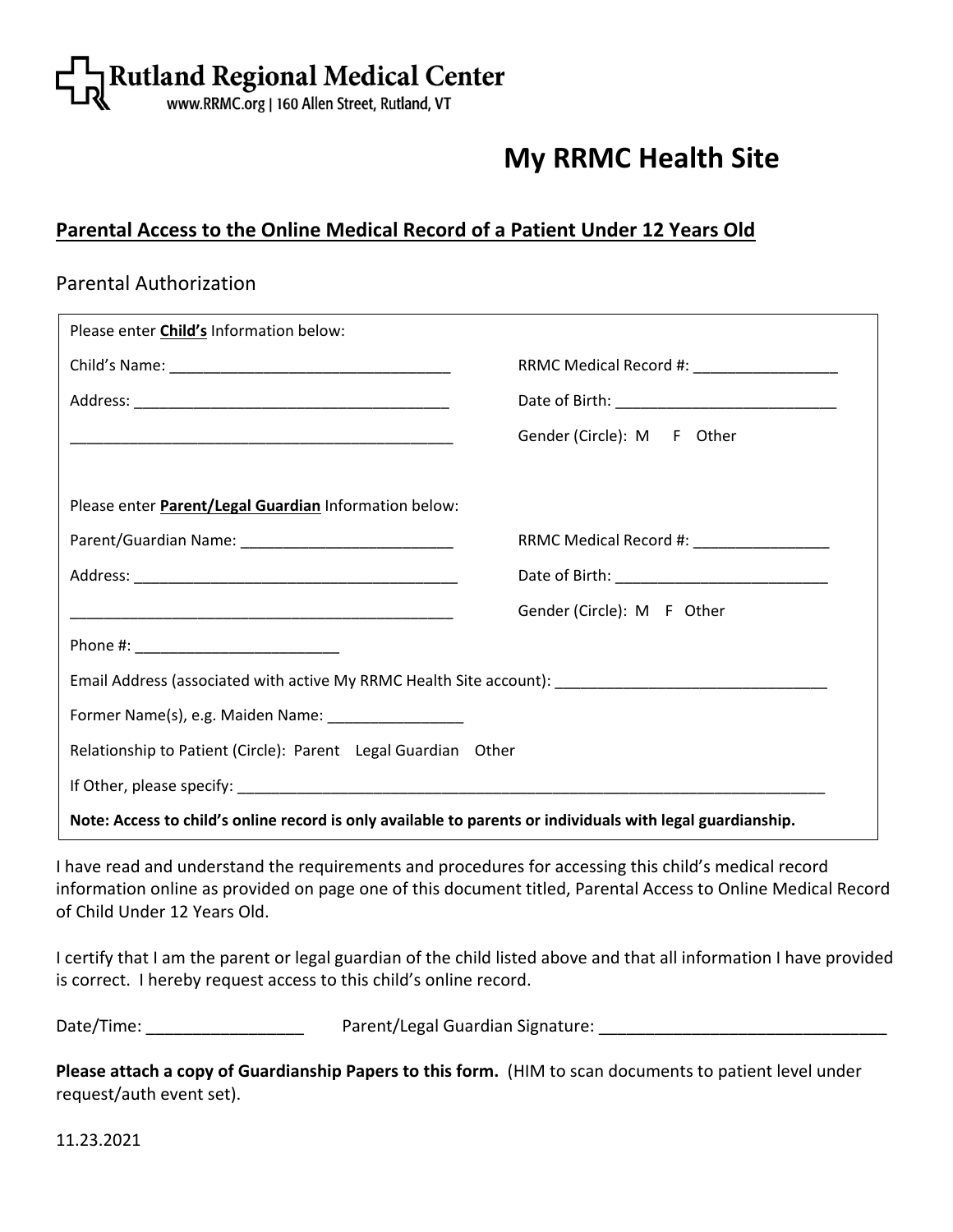Rutland Regional Medical Center
www.RRMC.org | 160 Allen Street, Rutland, VT

# My RRMC Health Site

## Parental Access to the Online Medical Record of a Patient Under 12 Years Old

### Parental Authorization

Please enter **Child's** Information below:

Child's Name: _________________________________ RRMC Medical Record #: _________________

Address: _____________________________________ Date of Birth: __________________________

______________________________________________ Gender (Circle): M F Other

Please enter **Parent/Legal Guardian** Information below:

Parent/Guardian Name: _________________________ RRMC Medical Record #: ________________

Address: ______________________________________ Date of Birth: _________________________

______________________________________________ Gender (Circle): M F Other

Phone #: ________________________

Email Address (associated with active My RRMC Health Site account): ________________________________

Former Name(s), e.g. Maiden Name: ________________

Relationship to Patient (Circle): Parent Legal Guardian Other

If Other, please specify: _______________________________________________________________________

**Note: Access to child's online record is only available to parents or individuals with legal guardianship.**

I have read and understand the requirements and procedures for accessing this child's medical record information online as provided on page one of this document titled, Parental Access to Online Medical Record of Child Under 12 Years Old.

I certify that I am the parent or legal guardian of the child listed above and that all information I have provided is correct. I hereby request access to this child's online record.

Date/Time: _________________ Parent/Legal Guardian Signature: _______________________________

**Please attach a copy of Guardianship Papers to this form.** (HIM to scan documents to patient level under request/auth event set).

11.23.2021